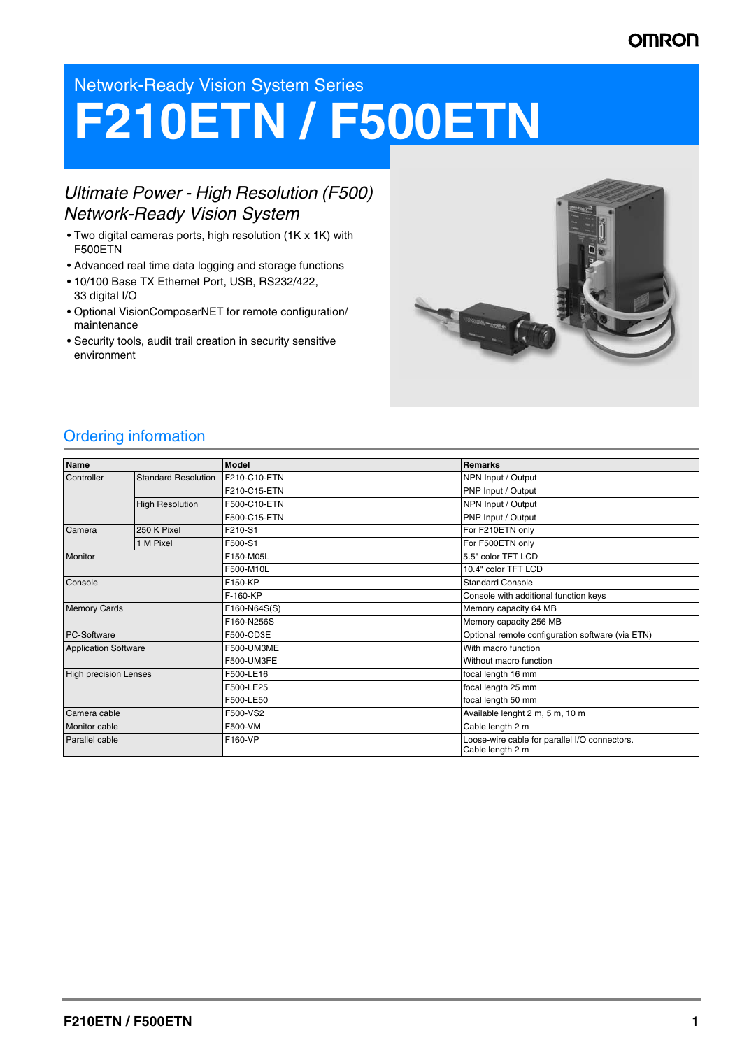Network-Ready Vision System Series

# F210ETN / F500ETN

## *Ultimate Power - High Resolution (F500) Network-Ready Vision System*

- Two digital cameras ports, high resolution (1K x 1K) with F500ETN
- Advanced real time data logging and storage functions
- 10/100 Base TX Ethernet Port, USB, RS232/422, 33 digital I/O
- Optional VisionComposerNET for remote configuration/ maintenance
- Security tools, audit trail creation in security sensitive environment

## Ordering information

| Name | | Model | Remarks |
|---|---|---|---|
| Controller | Standard Resolution | F210-C10-ETN | NPN Input / Output |
| | | F210-C15-ETN | PNP Input / Output |
| | High Resolution | F500-C10-ETN | NPN Input / Output |
| | | F500-C15-ETN | PNP Input / Output |
| Camera | 250 K Pixel | F210-S1 | For F210ETN only |
| | 1 M Pixel | F500-S1 | For F500ETN only |
| Monitor | | F150-M05L | 5.5" color TFT LCD |
| | | F500-M10L | 10.4" color TFT LCD |
| Console | | F150-KP | Standard Console |
| | | F-160-KP | Console with additional function keys |
| Memory Cards | | F160-N64S(S) | Memory capacity 64 MB |
| | | F160-N256S | Memory capacity 256 MB |
| PC-Software | | F500-CD3E | Optional remote configuration software (via ETN) |
| Application Software | | F500-UM3ME | With macro function |
| | | F500-UM3FE | Without macro function |
| High precision Lenses | | F500-LE16 | focal length 16 mm |
| | | F500-LE25 | focal length 25 mm |
| | | F500-LE50 | focal length 50 mm |
| Camera cable | | F500-VS2 | Available lenght 2 m, 5 m, 10 m |
| Monitor cable | | F500-VM | Cable length 2 m |
| Parallel cable | | F160-VP | Loose-wire cable for parallel I/O connectors. Cable length 2 m |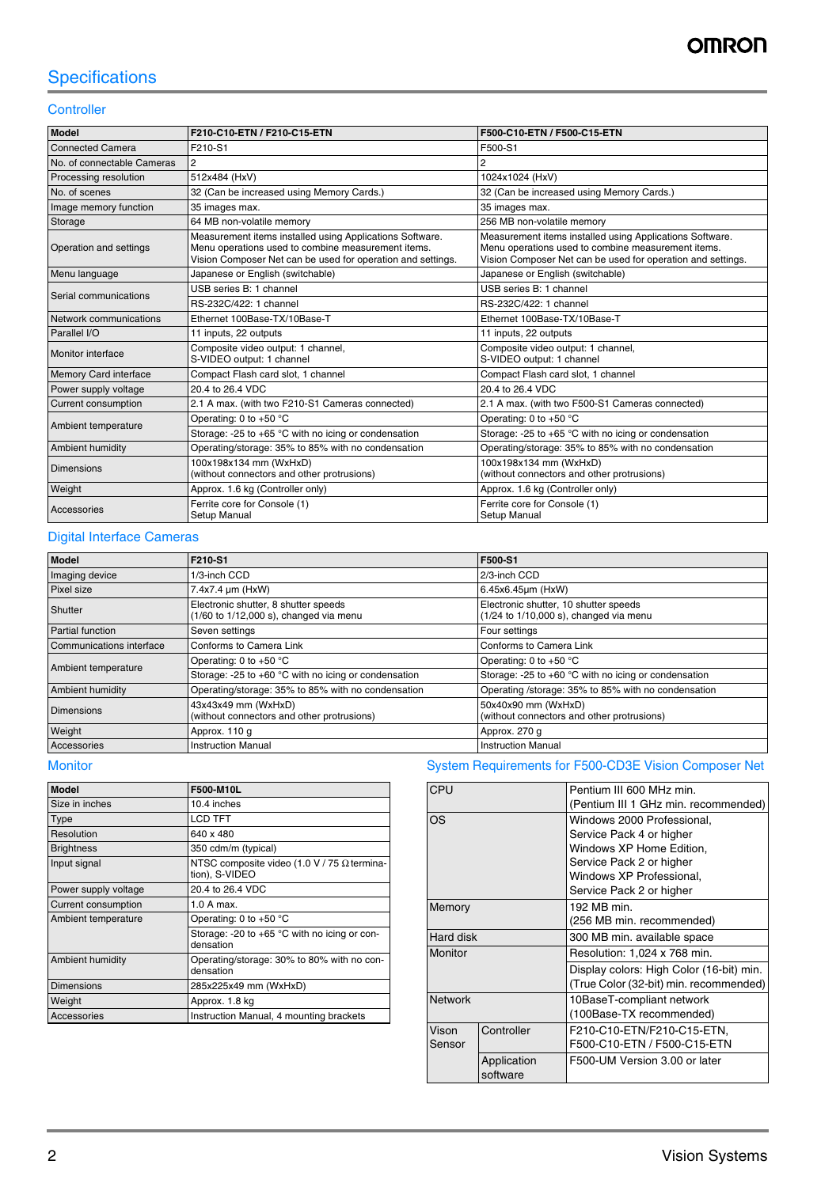## Specifications

### Controller

| Model | F210-C10-ETN / F210-C15-ETN | F500-C10-ETN / F500-C15-ETN |
|---|---|---|
| Connected Camera | F210-S1 | F500-S1 |
| No. of connectable Cameras | 2 | 2 |
| Processing resolution | 512x484 (HxV) | 1024x1024 (HxV) |
| No. of scenes | 32 (Can be increased using Memory Cards.) | 32 (Can be increased using Memory Cards.) |
| Image memory function | 35 images max. | 35 images max. |
| Storage | 64 MB non-volatile memory | 256 MB non-volatile memory |
| Operation and settings | Measurement items installed using Applications Software.<br>Menu operations used to combine measurement items.<br>Vision Composer Net can be used for operation and settings. | Measurement items installed using Applications Software.<br>Menu operations used to combine measurement items.<br>Vision Composer Net can be used for operation and settings. |
| Menu language | Japanese or English (switchable) | Japanese or English (switchable) |
| Serial communications | USB series B: 1 channel | USB series B: 1 channel |
| | RS-232C/422: 1 channel | RS-232C/422: 1 channel |
| Network communications | Ethernet 100Base-TX/10Base-T | Ethernet 100Base-TX/10Base-T |
| Parallel I/O | 11 inputs, 22 outputs | 11 inputs, 22 outputs |
| Monitor interface | Composite video output: 1 channel,<br>S-VIDEO output: 1 channel | Composite video output: 1 channel,<br>S-VIDEO output: 1 channel |
| Memory Card interface | Compact Flash card slot, 1 channel | Compact Flash card slot, 1 channel |
| Power supply voltage | 20.4 to 26.4 VDC | 20.4 to 26.4 VDC |
| Current consumption | 2.1 A max. (with two F210-S1 Cameras connected) | 2.1 A max. (with two F500-S1 Cameras connected) |
| Ambient temperature | Operating: 0 to +50 °C | Operating: 0 to +50 °C |
| | Storage: -25 to +65 °C with no icing or condensation | Storage: -25 to +65 °C with no icing or condensation |
| Ambient humidity | Operating/storage: 35% to 85% with no condensation | Operating/storage: 35% to 85% with no condensation |
| Dimensions | 100x198x134 mm (WxHxD)<br>(without connectors and other protrusions) | 100x198x134 mm (WxHxD)<br>(without connectors and other protrusions) |
| Weight | Approx. 1.6 kg (Controller only) | Approx. 1.6 kg (Controller only) |
| Accessories | Ferrite core for Console (1)<br>Setup Manual | Ferrite core for Console (1)<br>Setup Manual |

### Digital Interface Cameras

| Model | F210-S1 | F500-S1 |
|---|---|---|
| Imaging device | 1/3-inch CCD | 2/3-inch CCD |
| Pixel size | 7.4x7.4 μm (HxW) | 6.45x6.45μm (HxW) |
| Shutter | Electronic shutter, 8 shutter speeds<br>(1/60 to 1/12,000 s), changed via menu | Electronic shutter, 10 shutter speeds<br>(1/24 to 1/10,000 s), changed via menu |
| Partial function | Seven settings | Four settings |
| Communications interface | Conforms to Camera Link | Conforms to Camera Link |
| Ambient temperature | Operating: 0 to +50 °C | Operating: 0 to +50 °C |
| | Storage: -25 to +60 °C with no icing or condensation | Storage: -25 to +60 °C with no icing or condensation |
| Ambient humidity | Operating/storage: 35% to 85% with no condensation | Operating /storage: 35% to 85% with no condensation |
| Dimensions | 43x43x49 mm (WxHxD)<br>(without connectors and other protrusions) | 50x50x90 mm (WxHxD)<br>(without connectors and other protrusions) |
| Weight | Approx. 110 g | Approx. 270 g |
| Accessories | Instruction Manual | Instruction Manual |

### Monitor

| Model | F500-M10L |
|---|---|
| Size in inches | 10.4 inches |
| Type | LCD TFT |
| Resolution | 640 x 480 |
| Brightness | 350 cdm/m (typical) |
| Input signal | NTSC composite video (1.0 V / 75 Ω termination), S-VIDEO |
| Power supply voltage | 20.4 to 26.4 VDC |
| Current consumption | 1.0 A max. |
| Ambient temperature | Operating: 0 to +50 °C |
| | Storage: -20 to +65 °C with no icing or condensation |
| Ambient humidity | Operating/storage: 30% to 80% with no condensation |
| Dimensions | 285x225x49 mm (WxHxD) |
| Weight | Approx. 1.8 kg |
| Accessories | Instruction Manual, 4 mounting brackets |

### System Requirements for F500-CD3E Vision Composer Net

| CPU | | Pentium III 600 MHz min.<br>(Pentium III 1 GHz min. recommended) |
|---|---|---|
| OS | | Windows 2000 Professional,<br>Service Pack 4 or higher<br>Windows XP Home Edition,<br>Service Pack 2 or higher<br>Windows XP Professional,<br>Service Pack 2 or higher |
| Memory | | 192 MB min.<br>(256 MB min. recommended) |
| Hard disk | | 300 MB min. available space |
| Monitor | | Resolution: 1,024 x 768 min. |
| | | Display colors: High Color (16-bit) min.<br>(True Color (32-bit) min. recommended) |
| Network | | 10BaseT-compliant network<br>(100Base-TX recommended) |
| Vison Sensor | Controller | F210-C10-ETN/F210-C15-ETN,<br>F500-C10-ETN / F500-C15-ETN |
| | Application software | F500-UM Version 3.00 or later |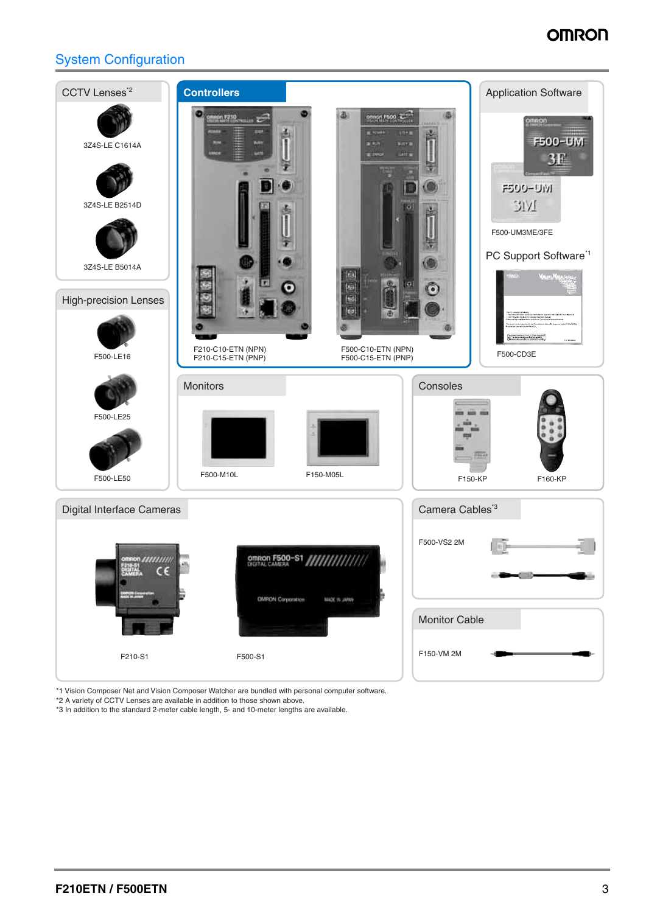## System Configuration

### CCTV Lenses[2]

3Z4S-LE C1614A

3Z4S-LE B2514D

3Z4S-LE B5014A

### High-precision Lenses

F500-LE16

F500-LE25

F500-LE50

### Controllers

F210-C10-ETN (NPN)
F210-C15-ETN (PNP)

F500-C10-ETN (NPN)
F500-C15-ETN (PNP)

### Application Software

F500-UM3ME/3FE

### PC Support Software[1]

F500-CD3E

### Monitors

F500-M10L

F150-M05L

### Consoles

F150-KP

F160-KP

### Digital Interface Cameras

F210-S1

F500-S1

### Camera Cables[3]

F500-VS2 2M

### Monitor Cable

F150-VM 2M

*1 Vision Composer Net and Vision Composer Watcher are bundled with personal computer software.
*2 A variety of CCTV Lenses are available in addition to those shown above.
*3 In addition to the standard 2-meter cable length, 5- and 10-meter lengths are available.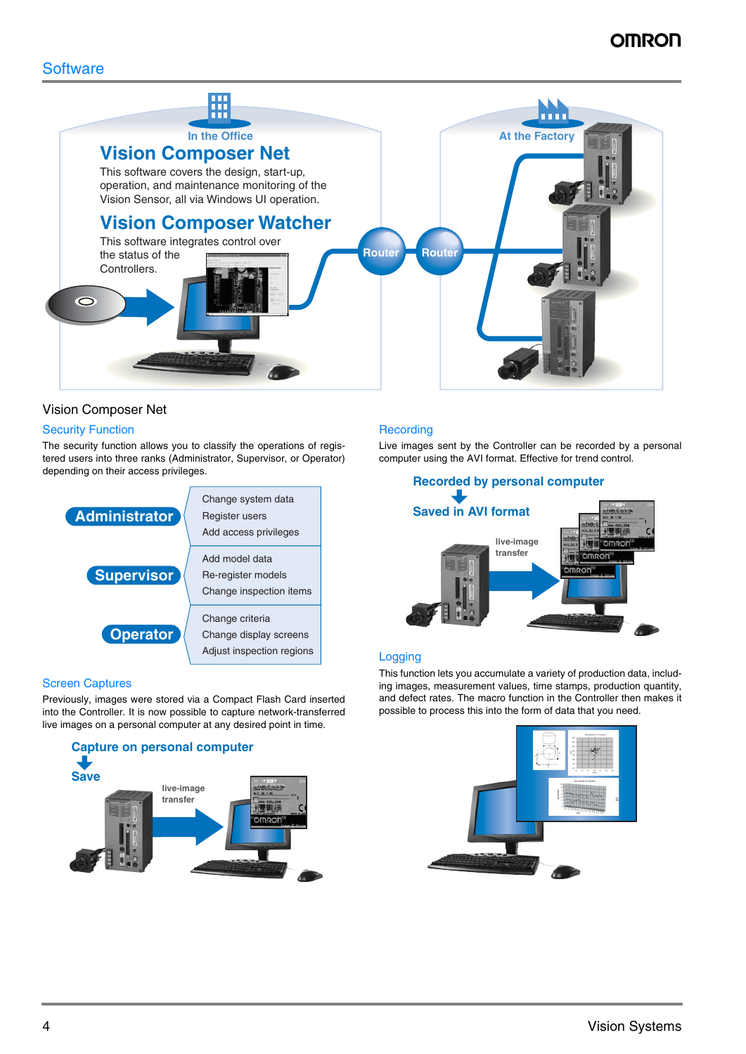# Software

In the Office

## Vision Composer Net

This software covers the design, start-up, operation, and maintenance monitoring of the Vision Sensor, all via Windows UI operation.

## Vision Composer Watcher

This software integrates control over the status of the Controllers.

Router Router

At the Factory

## Vision Composer Net

### Security Function

The security function allows you to classify the operations of registered users into three ranks (Administrator, Supervisor, or Operator) depending on their access privileges.

| Rank | Operations |
|---|---|
| Administrator | Change system data<br>Register users<br>Add access privileges |
| Supervisor | Add model data<br>Re-register models<br>Change inspection items |
| Operator | Change criteria<br>Change display screens<br>Adjust inspection regions |

### Screen Captures

Previously, images were stored via a Compact Flash Card inserted into the Controller. It is now possible to capture network-transferred live images on a personal computer at any desired point in time.

**Capture on personal computer**
↓
**Save**

live-image transfer

### Recording

Live images sent by the Controller can be recorded by a personal computer using the AVI format. Effective for trend control.

**Recorded by personal computer**
↓
**Saved in AVI format**

live-image transfer

### Logging

This function lets you accumulate a variety of production data, including images, measurement values, time stamps, production quantity, and defect rates. The macro function in the Controller then makes it possible to process this into the form of data that you need.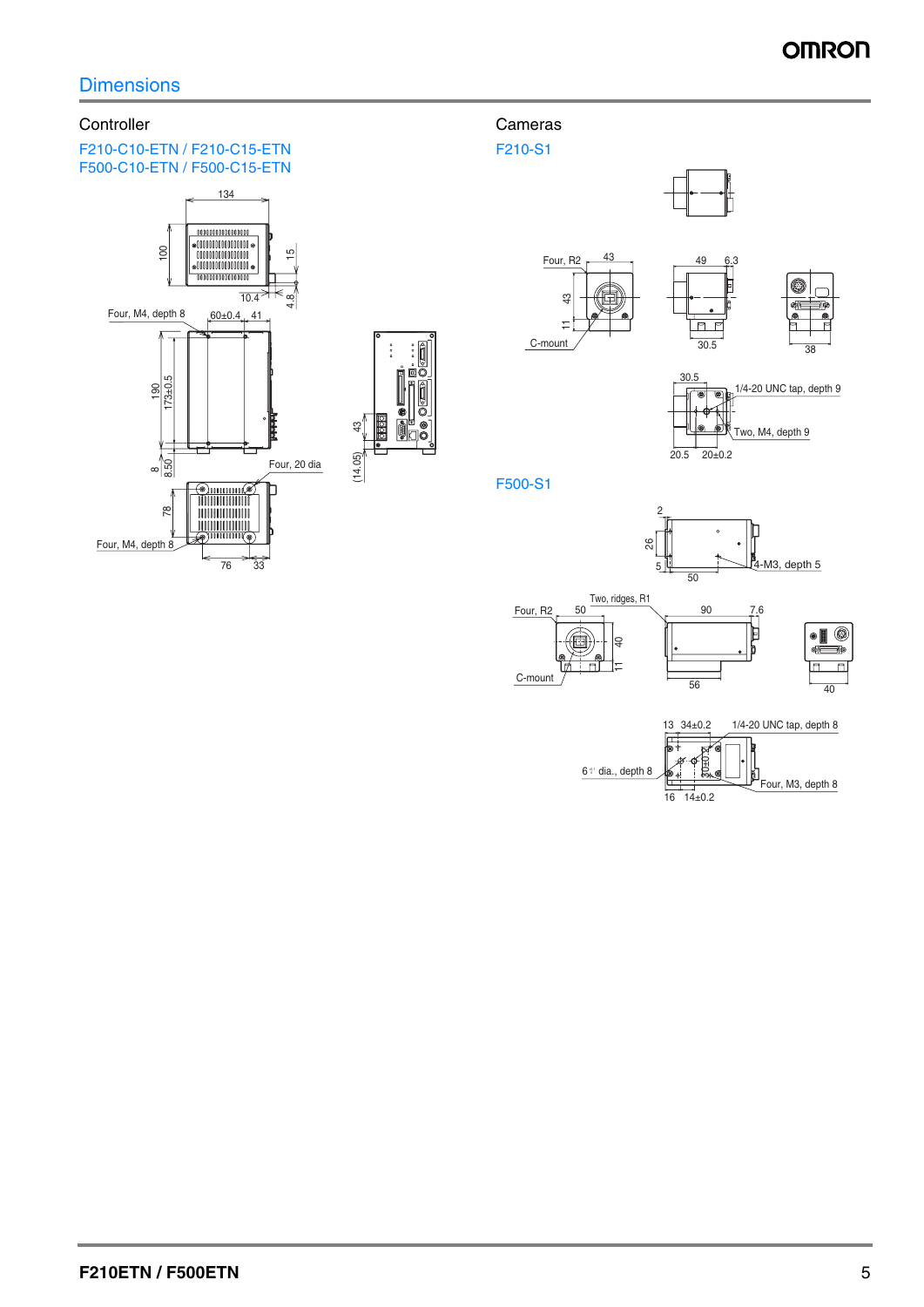## Dimensions

### Controller

F210-C10-ETN / F210-C15-ETN
F500-C10-ETN / F500-C15-ETN

134

100

15

10.4

4.8

Four, M4, depth 8

60±0.4

41

190

173±0.5

8

8.50

Four, 20 dia

43

(14.05)

78

Four, M4, depth 8

76

33

### Cameras

F210-S1

Four, R2

43

43

11

C-mount

49

6.3

30.5

38

30.5

1/4-20 UNC tap, depth 9

Two, M4, depth 9

20.5

20±0.2

F500-S1

2

26

5

50

4-M3, depth 5

Two, ridges, R1

Four, R2

50

90

7.6

40

11

C-mount

56

40

13

34±0.2

1/4-20 UNC tap, depth 8

6 dia., depth 8

Four, M3, depth 8

16

14±0.2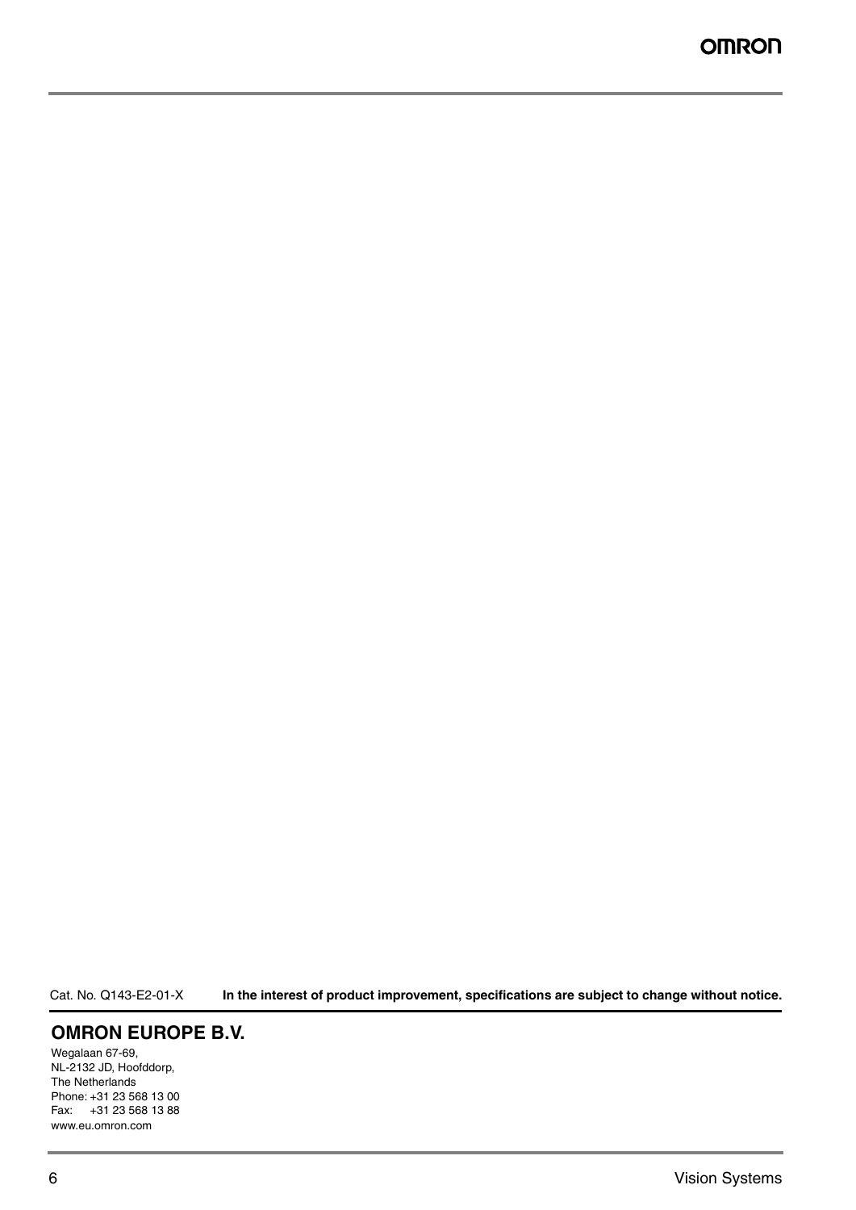Cat. No. Q143-E2-01-X **In the interest of product improvement, specifications are subject to change without notice.**

## OMRON EUROPE B.V.

Wegalaan 67-69,
NL-2132 JD, Hoofddorp,
The Netherlands
Phone: +31 23 568 13 00
Fax: +31 23 568 13 88
www.eu.omron.com